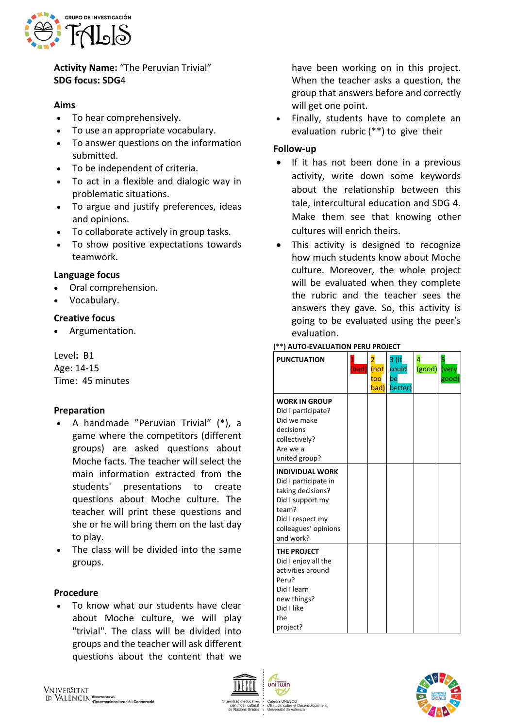**Activity Name:** "The Peruvian Trivial"
**SDG focus: SDG**4

### Aims

- To hear comprehensively.
- To use an appropriate vocabulary.
- To answer questions on the information submitted.
- To be independent of criteria.
- To act in a flexible and dialogic way in problematic situations.
- To argue and justify preferences, ideas and opinions.
- To collaborate actively in group tasks.
- To show positive expectations towards teamwork.

### Language focus

- Oral comprehension.
- Vocabulary.

### Creative focus

- Argumentation.

Level**:** B1
Age: 14-15
Time: 45 minutes

### Preparation

- A handmade "Peruvian Trivial" (*), a game where the competitors (different groups) are asked questions about Moche facts. The teacher will select the main information extracted from the students' presentations to create questions about Moche culture. The teacher will print these questions and she or he will bring them on the last day to play.
- The class will be divided into the same groups.

### Procedure

- To know what our students have clear about Moche culture, we will play "trivial". The class will be divided into groups and the teacher will ask different questions about the content that we have been working on in this project. When the teacher asks a question, the group that answers before and correctly will get one point.
- Finally, students have to complete an evaluation rubric (**) to give their

### Follow-up

- If it has not been done in a previous activity, write down some keywords about the relationship between this tale, intercultural education and SDG 4. Make them see that knowing other cultures will enrich theirs.
- This activity is designed to recognize how much students know about Moche culture. Moreover, the whole project will be evaluated when they complete the rubric and the teacher sees the answers they gave. So, this activity is going to be evaluated using the peer's evaluation.

**(**) AUTO-EVALUATION PERU PROJECT**

| **PUNCTUATION** | 1 (bad) | 2 (not too bad) | 3 (it could be better) | 4 (good) | 5 (very good) |
|---|---|---|---|---|---|
| **WORK IN GROUP**<br>Did I participate?<br>Did we make decisions collectively?<br>Are we a united group? | | | | | |
| **INDIVIDUAL WORK**<br>Did I participate in taking decisions?<br>Did I support my team?<br>Did I respect my colleagues' opinions and work? | | | | | |
| **THE PROJECT**<br>Did I enjoy all the activities around Peru?<br>Did I learn new things?<br>Did I like the project? | | | | | |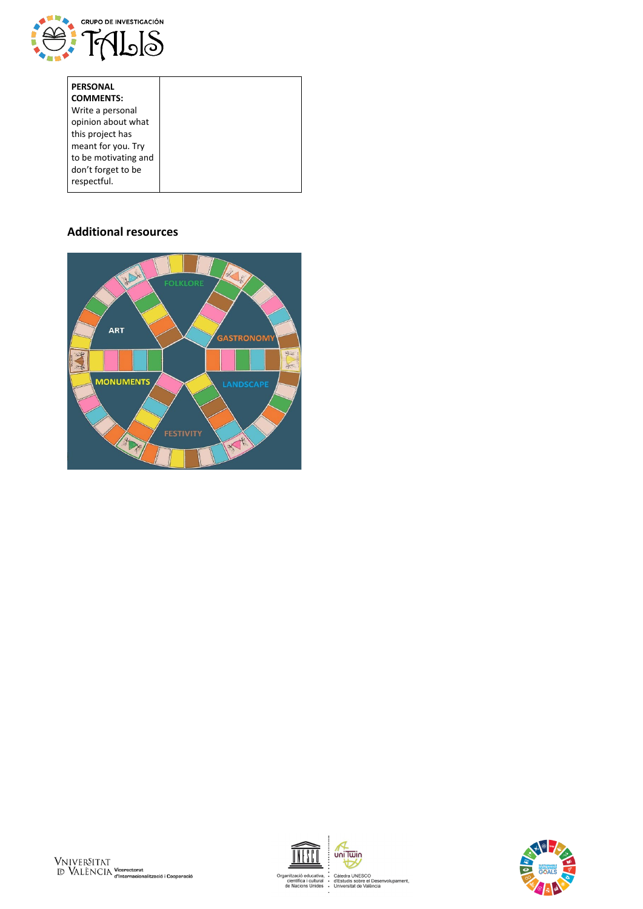| | |
|---|---|
| **PERSONAL COMMENTS:** Write a personal opinion about what this project has meant for you. Try to be motivating and don't forget to be respectful. | |

## Additional resources

FOLKLORE

ART

GASTRONOMY

MONUMENTS

LANDSCAPE

FESTIVITY